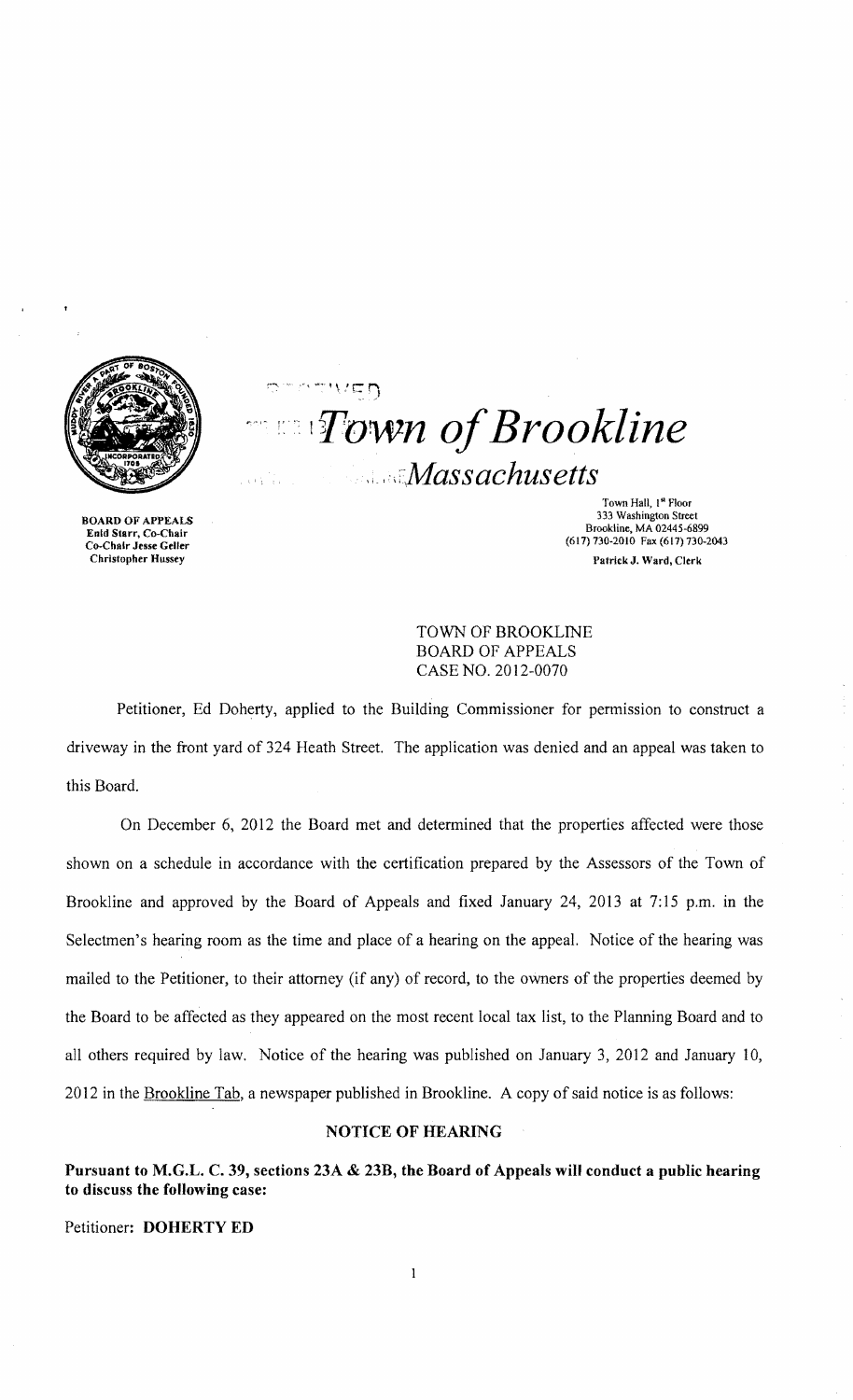# Town of Brookline

## Massachusetts

BOARD OF APPEALS
Enid Starr, Co-Chair
Co-Chair Jesse Geller
Christopher Hussey

Town Hall, 1st Floor
333 Washington Street
Brookline, MA 02445-6899
(617) 730-2010 Fax (617) 730-2043
Patrick J. Ward, Clerk

TOWN OF BROOKLINE
BOARD OF APPEALS
CASE NO. 2012-0070

Petitioner, Ed Doherty, applied to the Building Commissioner for permission to construct a driveway in the front yard of 324 Heath Street. The application was denied and an appeal was taken to this Board.

On December 6, 2012 the Board met and determined that the properties affected were those shown on a schedule in accordance with the certification prepared by the Assessors of the Town of Brookline and approved by the Board of Appeals and fixed January 24, 2013 at 7:15 p.m. in the Selectmen's hearing room as the time and place of a hearing on the appeal. Notice of the hearing was mailed to the Petitioner, to their attorney (if any) of record, to the owners of the properties deemed by the Board to be affected as they appeared on the most recent local tax list, to the Planning Board and to all others required by law. Notice of the hearing was published on January 3, 2012 and January 10, 2012 in the Brookline Tab, a newspaper published in Brookline. A copy of said notice is as follows:

**NOTICE OF HEARING**

**Pursuant to M.G.L. C. 39, sections 23A & 23B, the Board of Appeals will conduct a public hearing to discuss the following case:**

Petitioner: **DOHERTY ED**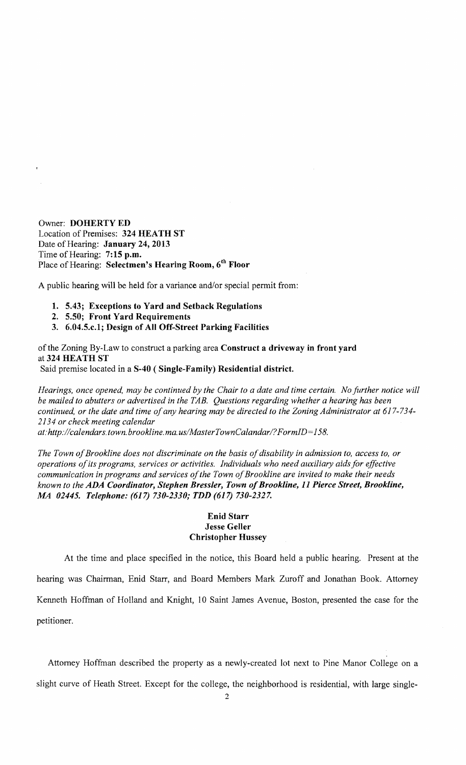Owner: **DOHERTY ED**
Location of Premises: **324 HEATH ST**
Date of Hearing: **January 24, 2013**
Time of Hearing: **7:15 p.m.**
Place of Hearing: **Selectmen's Hearing Room, 6th Floor**

A public hearing will be held for a variance and/or special permit from:

1. **5.43; Exceptions to Yard and Setback Regulations**
2. **5.50; Front Yard Requirements**
3. **6.04.5.c.1; Design of All Off-Street Parking Facilities**

of the Zoning By-Law to construct a parking area **Construct a driveway in front yard** at **324 HEATH ST**
Said premise located in a **S-40 ( Single-Family) Residential district.**

*Hearings, once opened, may be continued by the Chair to a date and time certain. No further notice will be mailed to abutters or advertised in the TAB. Questions regarding whether a hearing has been continued, or the date and time of any hearing may be directed to the Zoning Administrator at 617-734-2134 or check meeting calendar at:http://calendars.town.brookline.ma.us/MasterTownCalandar/?FormID=158.*

*The Town of Brookline does not discriminate on the basis of disability in admission to, access to, or operations of its programs, services or activities. Individuals who need auxiliary aids for effective communication in programs and services of the Town of Brookline are invited to make their needs known to the* ***ADA Coordinator, Stephen Bressler, Town of Brookline, 11 Pierce Street, Brookline, MA 02445. Telephone: (617) 730-2330; TDD (617) 730-2327.***

**Enid Starr**
**Jesse Geller**
**Christopher Hussey**

At the time and place specified in the notice, this Board held a public hearing. Present at the hearing was Chairman, Enid Starr, and Board Members Mark Zuroff and Jonathan Book. Attorney Kenneth Hoffman of Holland and Knight, 10 Saint James Avenue, Boston, presented the case for the petitioner.

Attorney Hoffman described the property as a newly-created lot next to Pine Manor College on a slight curve of Heath Street. Except for the college, the neighborhood is residential, with large single-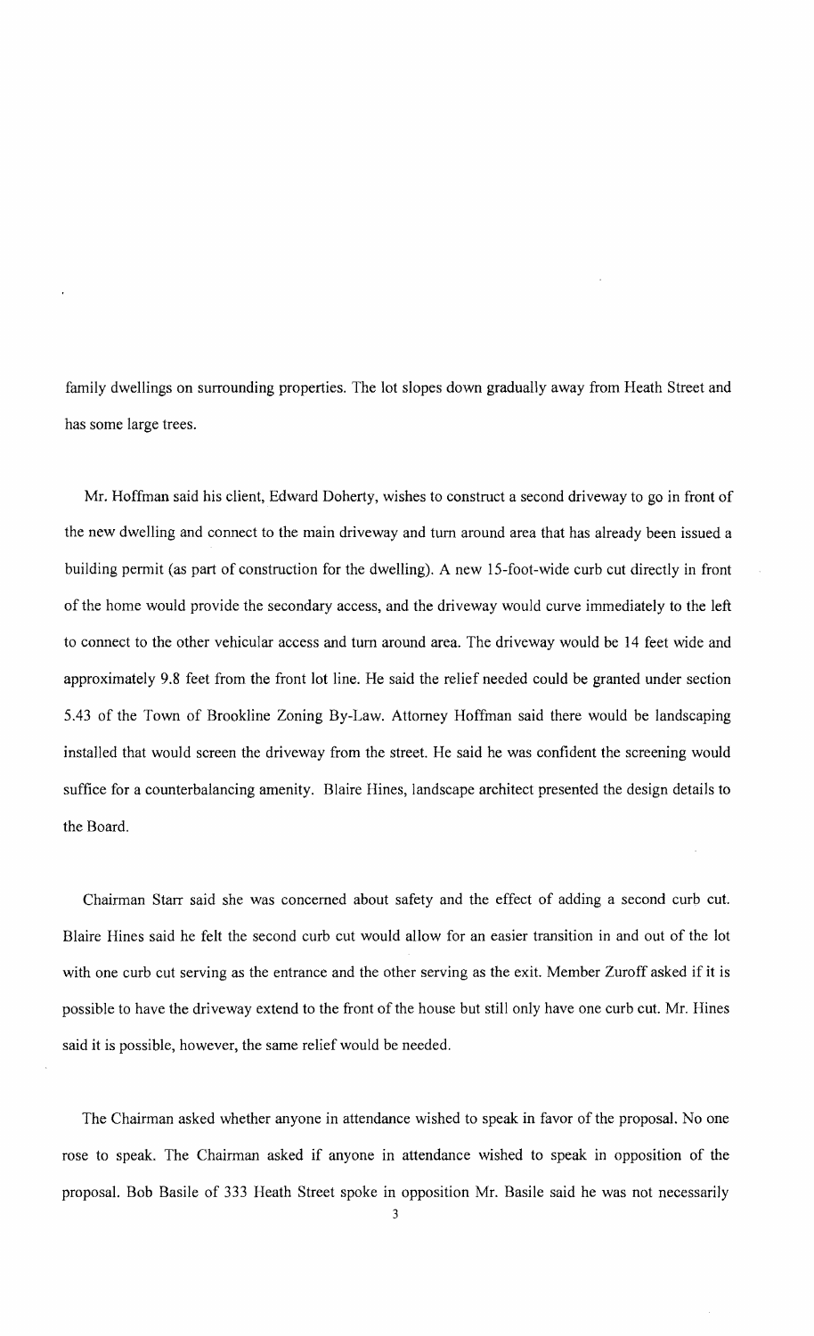family dwellings on surrounding properties. The lot slopes down gradually away from Heath Street and has some large trees.

Mr. Hoffman said his client, Edward Doherty, wishes to construct a second driveway to go in front of the new dwelling and connect to the main driveway and turn around area that has already been issued a building permit (as part of construction for the dwelling). A new 15-foot-wide curb cut directly in front of the home would provide the secondary access, and the driveway would curve immediately to the left to connect to the other vehicular access and turn around area. The driveway would be 14 feet wide and approximately 9.8 feet from the front lot line. He said the relief needed could be granted under section 5.43 of the Town of Brookline Zoning By-Law. Attorney Hoffman said there would be landscaping installed that would screen the driveway from the street. He said he was confident the screening would suffice for a counterbalancing amenity. Blaire Hines, landscape architect presented the design details to the Board.

Chairman Starr said she was concerned about safety and the effect of adding a second curb cut. Blaire Hines said he felt the second curb cut would allow for an easier transition in and out of the lot with one curb cut serving as the entrance and the other serving as the exit. Member Zuroff asked if it is possible to have the driveway extend to the front of the house but still only have one curb cut. Mr. Hines said it is possible, however, the same relief would be needed.

The Chairman asked whether anyone in attendance wished to speak in favor of the proposal. No one rose to speak. The Chairman asked if anyone in attendance wished to speak in opposition of the proposal. Bob Basile of 333 Heath Street spoke in opposition Mr. Basile said he was not necessarily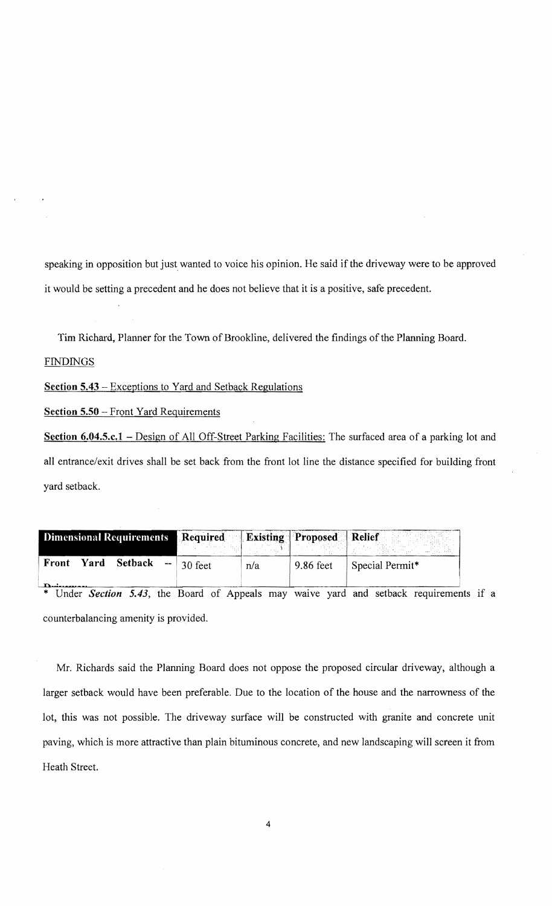speaking in opposition but just wanted to voice his opinion. He said if the driveway were to be approved it would be setting a precedent and he does not believe that it is a positive, safe precedent.

Tim Richard, Planner for the Town of Brookline, delivered the findings of the Planning Board.

FINDINGS

**Section 5.43** – Exceptions to Yard and Setback Regulations

**Section 5.50** – Front Yard Requirements

**Section 6.04.5.c.1** – Design of All Off-Street Parking Facilities: The surfaced area of a parking lot and all entrance/exit drives shall be set back from the front lot line the distance specified for building front yard setback.

| Dimensional Requirements | Required | Existing | Proposed | Relief |
|---|---|---|---|---|
| **Front Yard Setback -- Driveway** | 30 feet | n/a | 9.86 feet | Special Permit* |

\* Under *Section 5.43*, the Board of Appeals may waive yard and setback requirements if a counterbalancing amenity is provided.

Mr. Richards said the Planning Board does not oppose the proposed circular driveway, although a larger setback would have been preferable. Due to the location of the house and the narrowness of the lot, this was not possible. The driveway surface will be constructed with granite and concrete unit paving, which is more attractive than plain bituminous concrete, and new landscaping will screen it from Heath Street.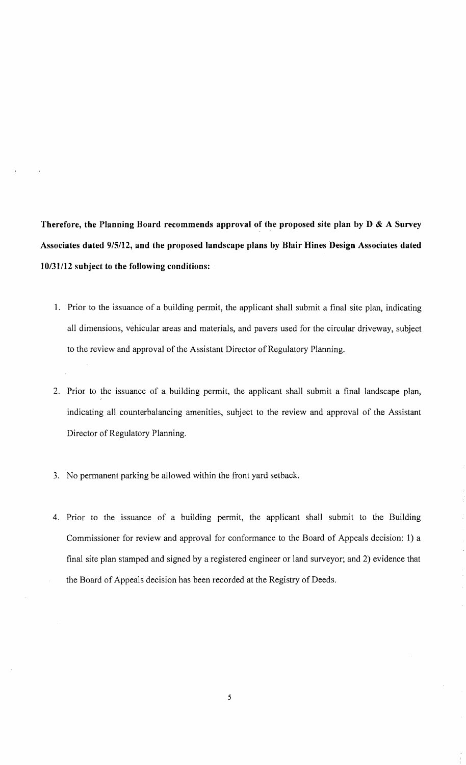**Therefore, the Planning Board recommends approval of the proposed site plan by D & A Survey Associates dated 9/5/12, and the proposed landscape plans by Blair Hines Design Associates dated 10/31/12 subject to the following conditions:**

1. Prior to the issuance of a building permit, the applicant shall submit a final site plan, indicating all dimensions, vehicular areas and materials, and pavers used for the circular driveway, subject to the review and approval of the Assistant Director of Regulatory Planning.

2. Prior to the issuance of a building permit, the applicant shall submit a final landscape plan, indicating all counterbalancing amenities, subject to the review and approval of the Assistant Director of Regulatory Planning.

3. No permanent parking be allowed within the front yard setback.

4. Prior to the issuance of a building permit, the applicant shall submit to the Building Commissioner for review and approval for conformance to the Board of Appeals decision: 1) a final site plan stamped and signed by a registered engineer or land surveyor; and 2) evidence that the Board of Appeals decision has been recorded at the Registry of Deeds.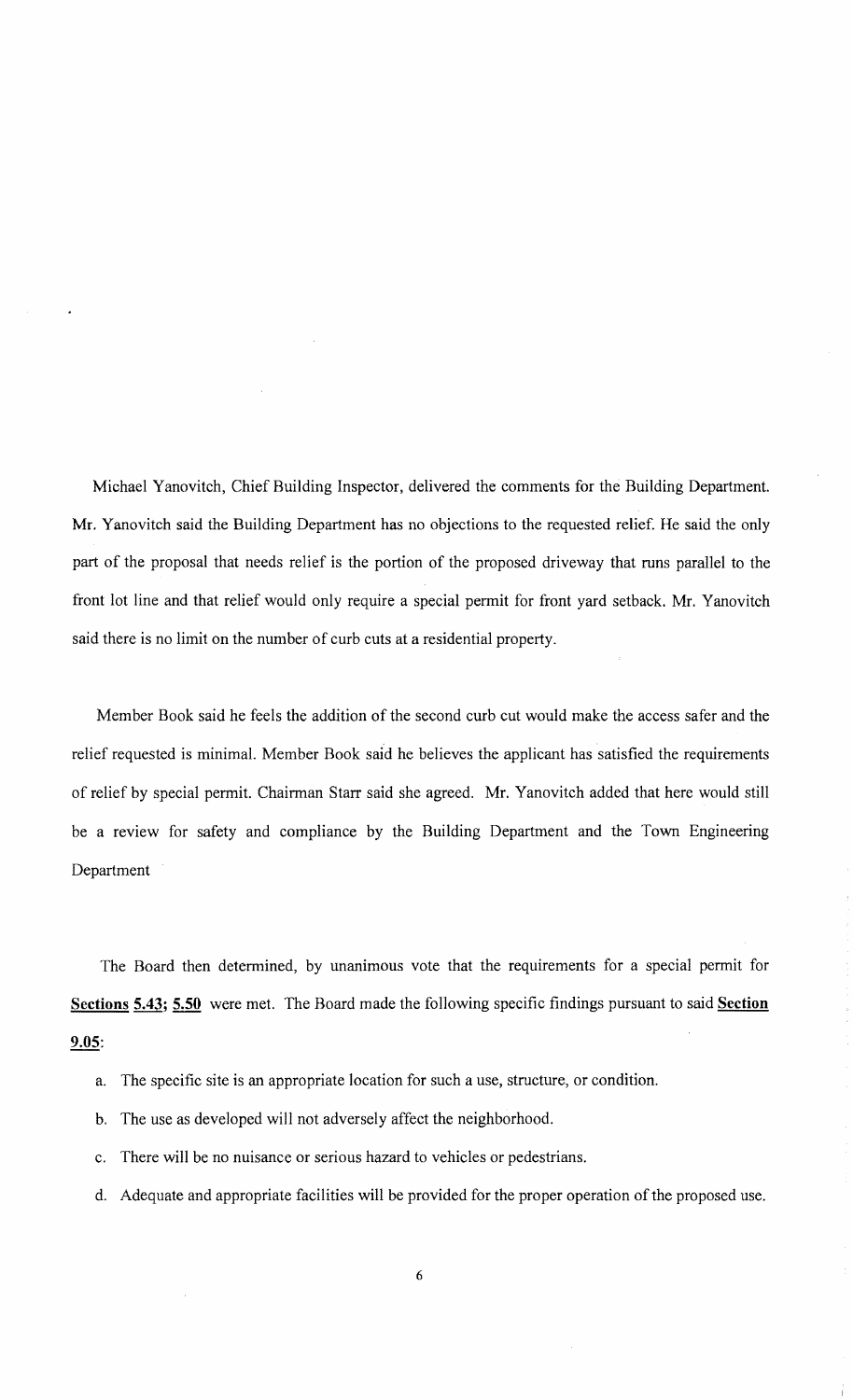Michael Yanovitch, Chief Building Inspector, delivered the comments for the Building Department. Mr. Yanovitch said the Building Department has no objections to the requested relief. He said the only part of the proposal that needs relief is the portion of the proposed driveway that runs parallel to the front lot line and that relief would only require a special permit for front yard setback. Mr. Yanovitch said there is no limit on the number of curb cuts at a residential property.

Member Book said he feels the addition of the second curb cut would make the access safer and the relief requested is minimal. Member Book said he believes the applicant has satisfied the requirements of relief by special permit. Chairman Starr said she agreed. Mr. Yanovitch added that here would still be a review for safety and compliance by the Building Department and the Town Engineering Department

The Board then determined, by unanimous vote that the requirements for a special permit for **Sections 5.43; 5.50** were met. The Board made the following specific findings pursuant to said **Section 9.05**:

a. The specific site is an appropriate location for such a use, structure, or condition.

b. The use as developed will not adversely affect the neighborhood.

c. There will be no nuisance or serious hazard to vehicles or pedestrians.

d. Adequate and appropriate facilities will be provided for the proper operation of the proposed use.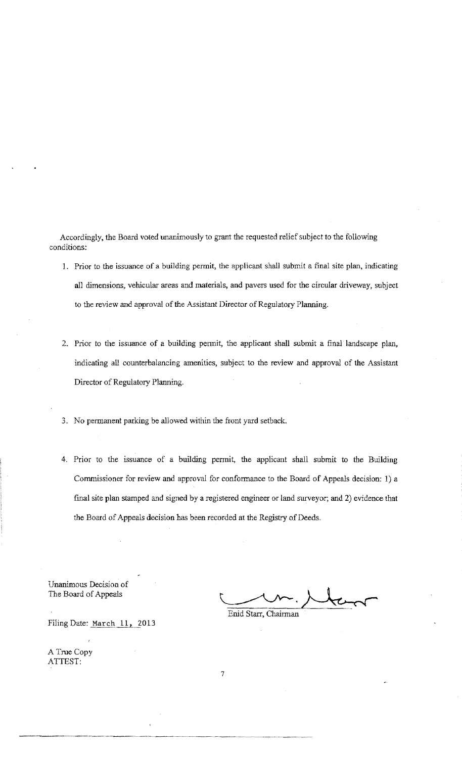Accordingly, the Board voted unanimously to grant the requested relief subject to the following conditions:

1. Prior to the issuance of a building permit, the applicant shall submit a final site plan, indicating all dimensions, vehicular areas and materials, and pavers used for the circular driveway, subject to the review and approval of the Assistant Director of Regulatory Planning.

2. Prior to the issuance of a building permit, the applicant shall submit a final landscape plan, indicating all counterbalancing amenities, subject to the review and approval of the Assistant Director of Regulatory Planning.

3. No permanent parking be allowed within the front yard setback.

4. Prior to the issuance of a building permit, the applicant shall submit to the Building Commissioner for review and approval for conformance to the Board of Appeals decision: 1) a final site plan stamped and signed by a registered engineer or land surveyor; and 2) evidence that the Board of Appeals decision has been recorded at the Registry of Deeds.

Unanimous Decision of
The Board of Appeals

Enid Starr, Chairman

Filing Date: March 11, 2013

A True Copy
ATTEST: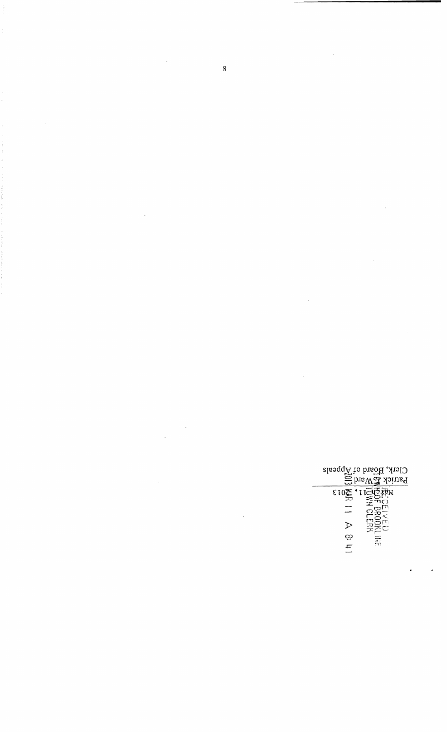Patrick J. Ward

Clerk, Board of Appeals

RECEIVED
TOWN OF BROOKLINE
TOWN CLERK

2013 MAR 11 A 8:41

March 11, 2013